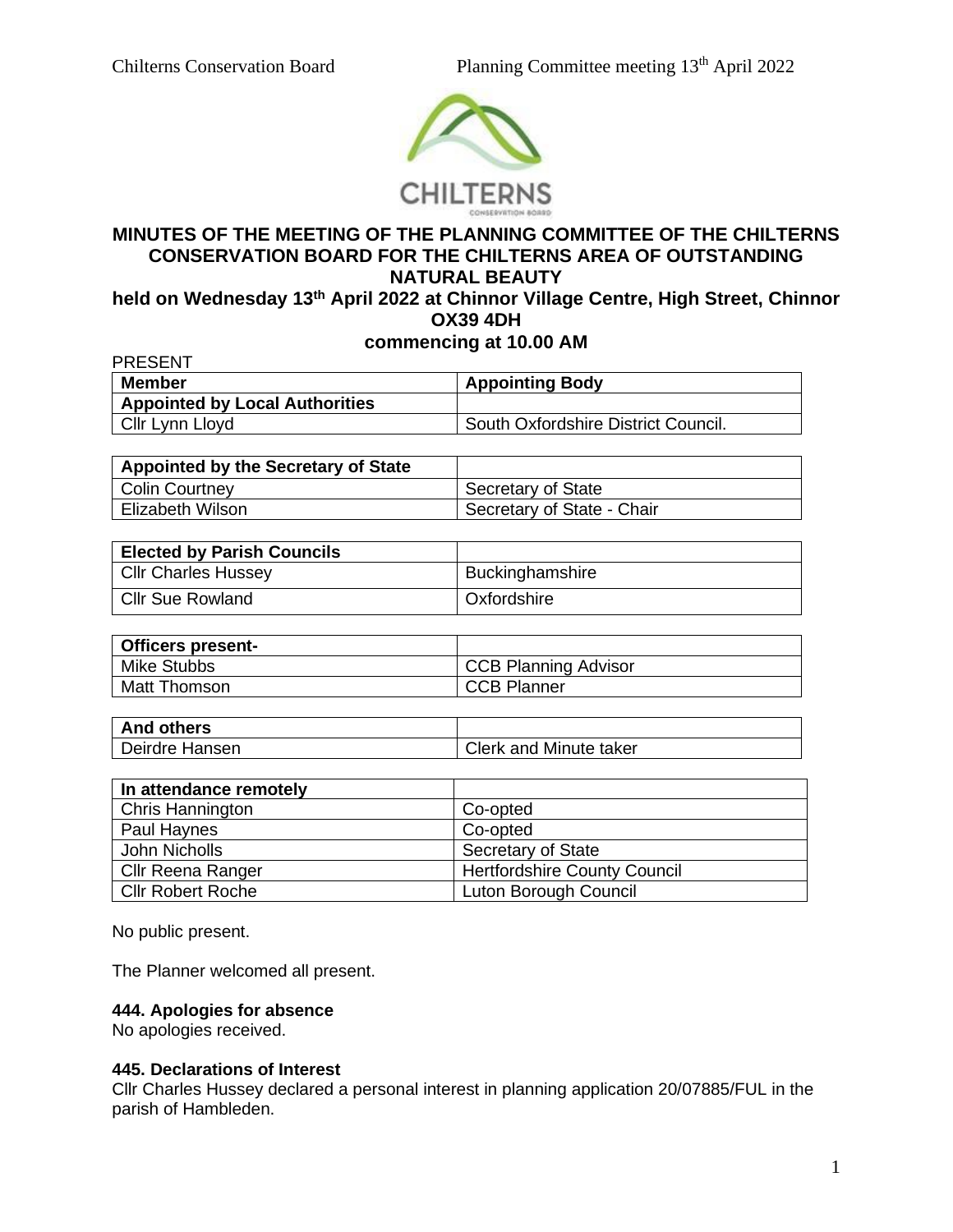# MINUTES OF THE MEETING OF THE PLANNING COMMITTEE OF THE CHILTERNS CONSERVATION BOARD FOR THE CHILTERNS AREA OF OUTSTANDING NATURAL BEAUTY

## held on Wednesday 13th April 2022 at Chinnor Village Centre, High Street, Chinnor OX39 4DH

## commencing at 10.00 AM

PRESENT

| Member | Appointing Body |
|---|---|
| **Appointed by Local Authorities** | |
| Cllr Lynn Lloyd | South Oxfordshire District Council. |

| **Appointed by the Secretary of State** | |
|---|---|
| Colin Courtney | Secretary of State |
| Elizabeth Wilson | Secretary of State - Chair |

| **Elected by Parish Councils** | |
|---|---|
| Cllr Charles Hussey | Buckinghamshire |
| Cllr Sue Rowland | Oxfordshire |

| **Officers present-** | |
|---|---|
| Mike Stubbs | CCB Planning Advisor |
| Matt Thomson | CCB Planner |

| **And others** | |
|---|---|
| Deirdre Hansen | Clerk and Minute taker |

| **In attendance remotely** | |
|---|---|
| Chris Hannington | Co-opted |
| Paul Haynes | Co-opted |
| John Nicholls | Secretary of State |
| Cllr Reena Ranger | Hertfordshire County Council |
| Cllr Robert Roche | Luton Borough Council |

No public present.

The Planner welcomed all present.

### 444. Apologies for absence

No apologies received.

### 445. Declarations of Interest

Cllr Charles Hussey declared a personal interest in planning application 20/07885/FUL in the parish of Hambleden.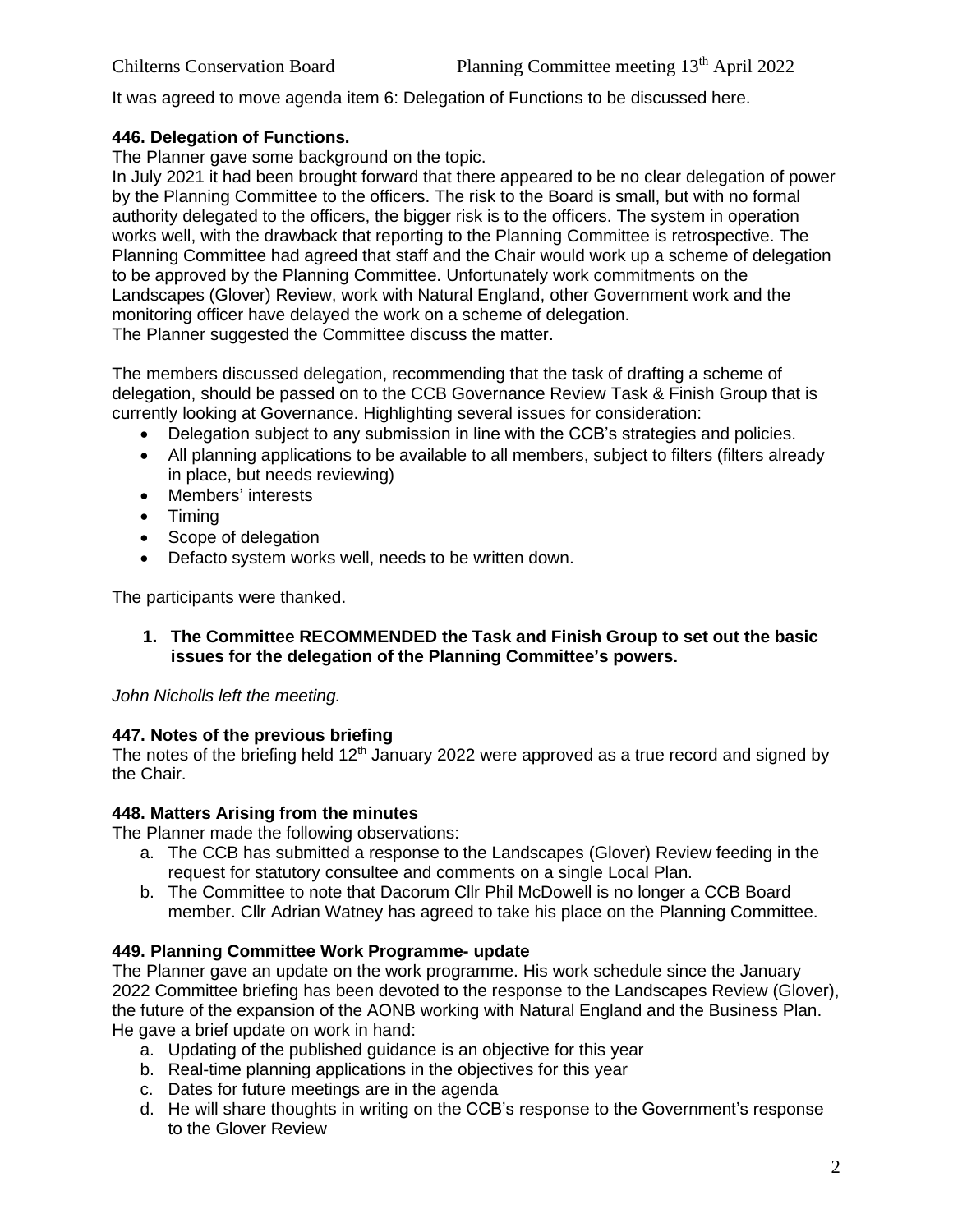It was agreed to move agenda item 6: Delegation of Functions to be discussed here.

**446. Delegation of Functions.**

The Planner gave some background on the topic.

In July 2021 it had been brought forward that there appeared to be no clear delegation of power by the Planning Committee to the officers. The risk to the Board is small, but with no formal authority delegated to the officers, the bigger risk is to the officers. The system in operation works well, with the drawback that reporting to the Planning Committee is retrospective. The Planning Committee had agreed that staff and the Chair would work up a scheme of delegation to be approved by the Planning Committee. Unfortunately work commitments on the Landscapes (Glover) Review, work with Natural England, other Government work and the monitoring officer have delayed the work on a scheme of delegation.

The Planner suggested the Committee discuss the matter.

The members discussed delegation, recommending that the task of drafting a scheme of delegation, should be passed on to the CCB Governance Review Task & Finish Group that is currently looking at Governance. Highlighting several issues for consideration:

- Delegation subject to any submission in line with the CCB's strategies and policies.
- All planning applications to be available to all members, subject to filters (filters already in place, but needs reviewing)
- Members' interests
- Timing
- Scope of delegation
- Defacto system works well, needs to be written down.

The participants were thanked.

1. **The Committee RECOMMENDED the Task and Finish Group to set out the basic issues for the delegation of the Planning Committee's powers.**

*John Nicholls left the meeting.*

**447. Notes of the previous briefing**

The notes of the briefing held 12th January 2022 were approved as a true record and signed by the Chair.

**448. Matters Arising from the minutes**

The Planner made the following observations:

a. The CCB has submitted a response to the Landscapes (Glover) Review feeding in the request for statutory consultee and comments on a single Local Plan.
b. The Committee to note that Dacorum Cllr Phil McDowell is no longer a CCB Board member. Cllr Adrian Watney has agreed to take his place on the Planning Committee.

**449. Planning Committee Work Programme- update**

The Planner gave an update on the work programme. His work schedule since the January 2022 Committee briefing has been devoted to the response to the Landscapes Review (Glover), the future of the expansion of the AONB working with Natural England and the Business Plan. He gave a brief update on work in hand:

a. Updating of the published guidance is an objective for this year
b. Real-time planning applications in the objectives for this year
c. Dates for future meetings are in the agenda
d. He will share thoughts in writing on the CCB's response to the Government's response to the Glover Review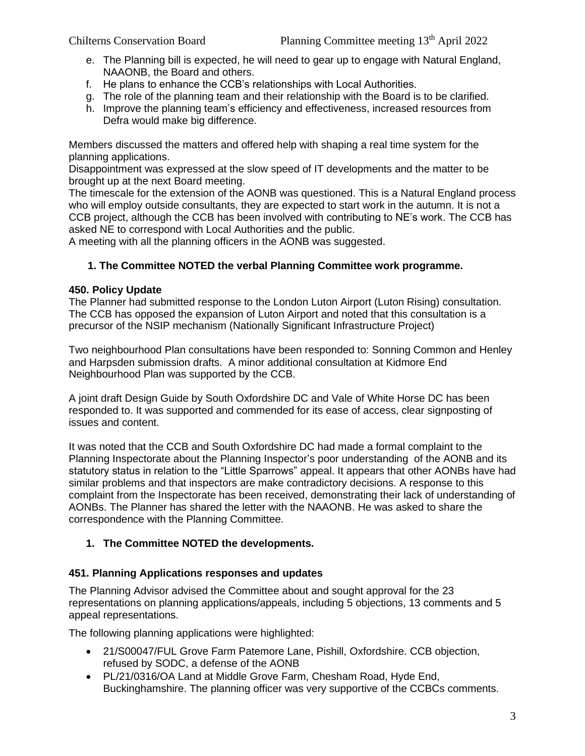e. The Planning bill is expected, he will need to gear up to engage with Natural England, NAAONB, the Board and others.
f. He plans to enhance the CCB's relationships with Local Authorities.
g. The role of the planning team and their relationship with the Board is to be clarified.
h. Improve the planning team's efficiency and effectiveness, increased resources from Defra would make big difference.

Members discussed the matters and offered help with shaping a real time system for the planning applications.
Disappointment was expressed at the slow speed of IT developments and the matter to be brought up at the next Board meeting.
The timescale for the extension of the AONB was questioned. This is a Natural England process who will employ outside consultants, they are expected to start work in the autumn. It is not a CCB project, although the CCB has been involved with contributing to NE's work. The CCB has asked NE to correspond with Local Authorities and the public.
A meeting with all the planning officers in the AONB was suggested.

**1. The Committee NOTED the verbal Planning Committee work programme.**

**450. Policy Update**

The Planner had submitted response to the London Luton Airport (Luton Rising) consultation. The CCB has opposed the expansion of Luton Airport and noted that this consultation is a precursor of the NSIP mechanism (Nationally Significant Infrastructure Project)

Two neighbourhood Plan consultations have been responded to: Sonning Common and Henley and Harpsden submission drafts. A minor additional consultation at Kidmore End Neighbourhood Plan was supported by the CCB.

A joint draft Design Guide by South Oxfordshire DC and Vale of White Horse DC has been responded to. It was supported and commended for its ease of access, clear signposting of issues and content.

It was noted that the CCB and South Oxfordshire DC had made a formal complaint to the Planning Inspectorate about the Planning Inspector's poor understanding of the AONB and its statutory status in relation to the "Little Sparrows" appeal. It appears that other AONBs have had similar problems and that inspectors are make contradictory decisions. A response to this complaint from the Inspectorate has been received, demonstrating their lack of understanding of AONBs. The Planner has shared the letter with the NAAONB. He was asked to share the correspondence with the Planning Committee.

**1. The Committee NOTED the developments.**

**451. Planning Applications responses and updates**

The Planning Advisor advised the Committee about and sought approval for the 23 representations on planning applications/appeals, including 5 objections, 13 comments and 5 appeal representations.

The following planning applications were highlighted:

- 21/S00047/FUL Grove Farm Patemore Lane, Pishill, Oxfordshire. CCB objection, refused by SODC, a defense of the AONB
- PL/21/0316/OA Land at Middle Grove Farm, Chesham Road, Hyde End, Buckinghamshire. The planning officer was very supportive of the CCBCs comments.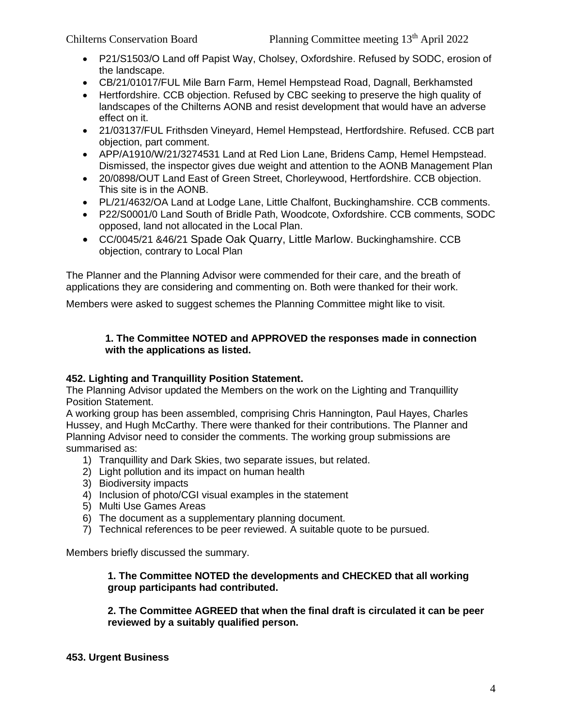- P21/S1503/O Land off Papist Way, Cholsey, Oxfordshire. Refused by SODC, erosion of the landscape.
- CB/21/01017/FUL Mile Barn Farm, Hemel Hempstead Road, Dagnall, Berkhamsted
- Hertfordshire. CCB objection. Refused by CBC seeking to preserve the high quality of landscapes of the Chilterns AONB and resist development that would have an adverse effect on it.
- 21/03137/FUL Frithsden Vineyard, Hemel Hempstead, Hertfordshire. Refused. CCB part objection, part comment.
- APP/A1910/W/21/3274531 Land at Red Lion Lane, Bridens Camp, Hemel Hempstead. Dismissed, the inspector gives due weight and attention to the AONB Management Plan
- 20/0898/OUT Land East of Green Street, Chorleywood, Hertfordshire. CCB objection. This site is in the AONB.
- PL/21/4632/OA Land at Lodge Lane, Little Chalfont, Buckinghamshire. CCB comments.
- P22/S0001/0 Land South of Bridle Path, Woodcote, Oxfordshire. CCB comments, SODC opposed, land not allocated in the Local Plan.
- CC/0045/21 &46/21 Spade Oak Quarry, Little Marlow. Buckinghamshire. CCB objection, contrary to Local Plan

The Planner and the Planning Advisor were commended for their care, and the breath of applications they are considering and commenting on. Both were thanked for their work.

Members were asked to suggest schemes the Planning Committee might like to visit.

**1. The Committee NOTED and APPROVED the responses made in connection with the applications as listed.**

**452. Lighting and Tranquillity Position Statement.**

The Planning Advisor updated the Members on the work on the Lighting and Tranquillity Position Statement.

A working group has been assembled, comprising Chris Hannington, Paul Hayes, Charles Hussey, and Hugh McCarthy. There were thanked for their contributions. The Planner and Planning Advisor need to consider the comments. The working group submissions are summarised as:

1) Tranquillity and Dark Skies, two separate issues, but related.
2) Light pollution and its impact on human health
3) Biodiversity impacts
4) Inclusion of photo/CGI visual examples in the statement
5) Multi Use Games Areas
6) The document as a supplementary planning document.
7) Technical references to be peer reviewed. A suitable quote to be pursued.

Members briefly discussed the summary.

**1. The Committee NOTED the developments and CHECKED that all working group participants had contributed.**

**2. The Committee AGREED that when the final draft is circulated it can be peer reviewed by a suitably qualified person.**

**453. Urgent Business**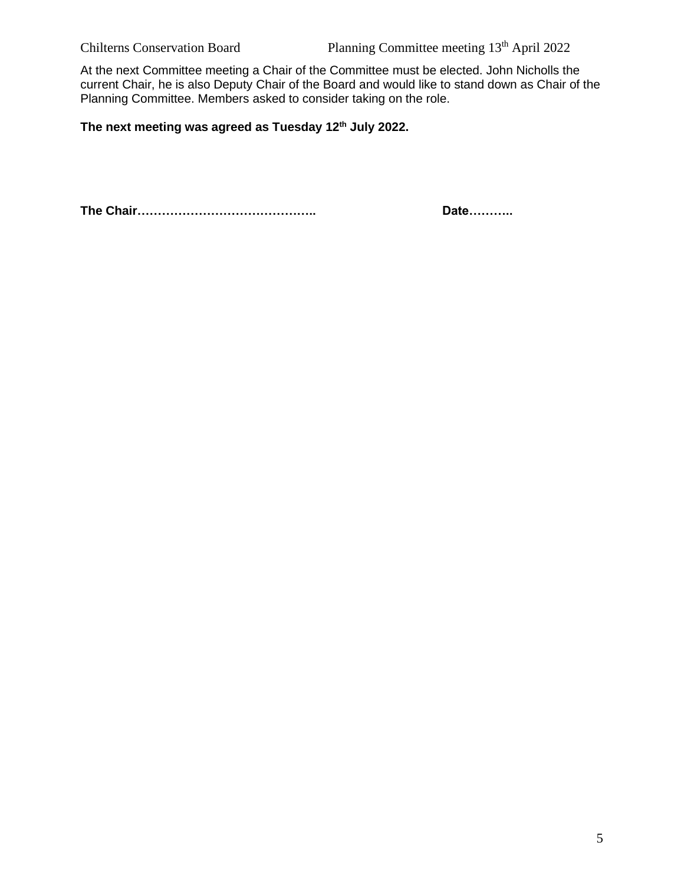At the next Committee meeting a Chair of the Committee must be elected. John Nicholls the current Chair, he is also Deputy Chair of the Board and would like to stand down as Chair of the Planning Committee. Members asked to consider taking on the role.

**The next meeting was agreed as Tuesday 12th July 2022.**

**The Chair……………………………………..** **Date………..**